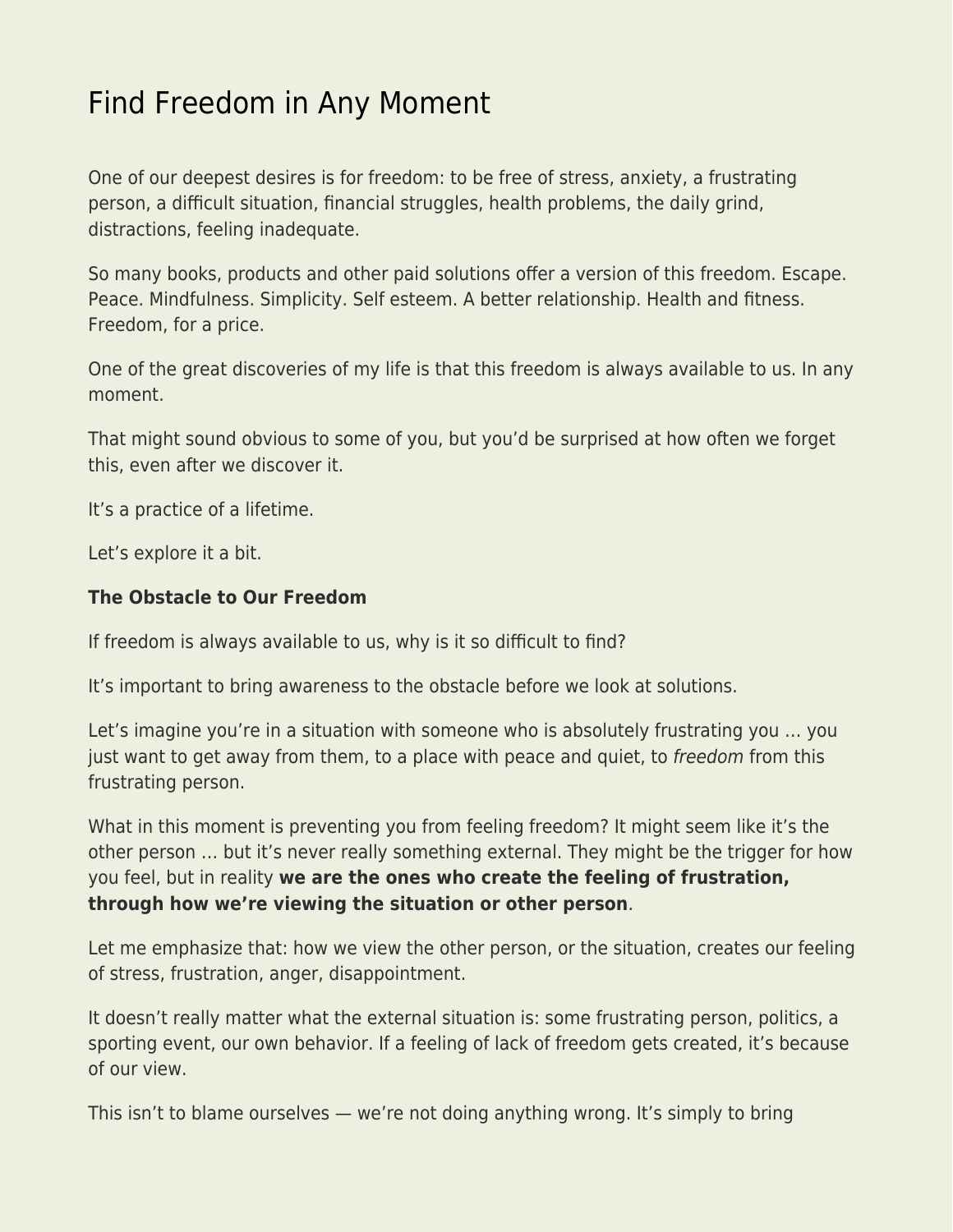# Find Freedom in Any Moment

One of our deepest desires is for freedom: to be free of stress, anxiety, a frustrating person, a difficult situation, financial struggles, health problems, the daily grind, distractions, feeling inadequate.

So many books, products and other paid solutions offer a version of this freedom. Escape. Peace. Mindfulness. Simplicity. Self esteem. A better relationship. Health and fitness. Freedom, for a price.

One of the great discoveries of my life is that this freedom is always available to us. In any moment.

That might sound obvious to some of you, but you'd be surprised at how often we forget this, even after we discover it.

It's a practice of a lifetime.

Let's explore it a bit.

**The Obstacle to Our Freedom**

If freedom is always available to us, why is it so difficult to find?

It's important to bring awareness to the obstacle before we look at solutions.

Let's imagine you're in a situation with someone who is absolutely frustrating you … you just want to get away from them, to a place with peace and quiet, to *freedom* from this frustrating person.

What in this moment is preventing you from feeling freedom? It might seem like it's the other person … but it's never really something external. They might be the trigger for how you feel, but in reality **we are the ones who create the feeling of frustration, through how we're viewing the situation or other person**.

Let me emphasize that: how we view the other person, or the situation, creates our feeling of stress, frustration, anger, disappointment.

It doesn't really matter what the external situation is: some frustrating person, politics, a sporting event, our own behavior. If a feeling of lack of freedom gets created, it's because of our view.

This isn't to blame ourselves — we're not doing anything wrong. It's simply to bring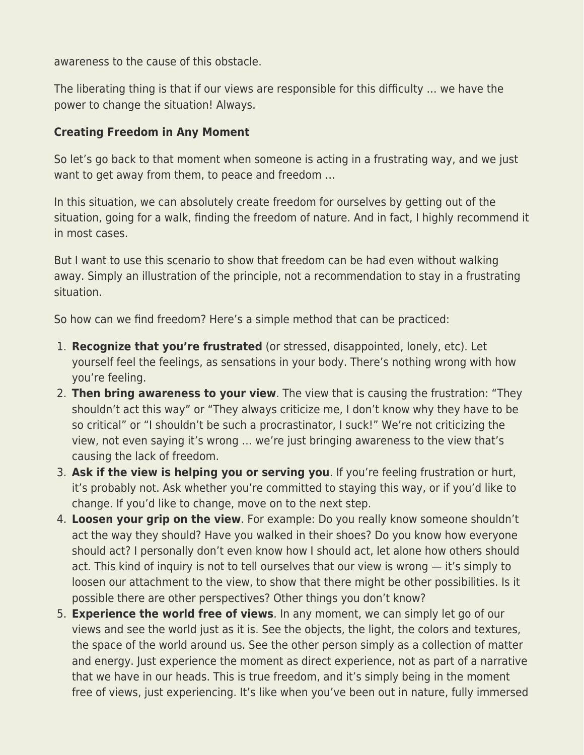awareness to the cause of this obstacle.

The liberating thing is that if our views are responsible for this difficulty … we have the power to change the situation! Always.

**Creating Freedom in Any Moment**

So let's go back to that moment when someone is acting in a frustrating way, and we just want to get away from them, to peace and freedom …

In this situation, we can absolutely create freedom for ourselves by getting out of the situation, going for a walk, finding the freedom of nature. And in fact, I highly recommend it in most cases.

But I want to use this scenario to show that freedom can be had even without walking away. Simply an illustration of the principle, not a recommendation to stay in a frustrating situation.

So how can we find freedom? Here's a simple method that can be practiced:

1. **Recognize that you're frustrated** (or stressed, disappointed, lonely, etc). Let yourself feel the feelings, as sensations in your body. There's nothing wrong with how you're feeling.
2. **Then bring awareness to your view**. The view that is causing the frustration: "They shouldn't act this way" or "They always criticize me, I don't know why they have to be so critical" or "I shouldn't be such a procrastinator, I suck!" We're not criticizing the view, not even saying it's wrong … we're just bringing awareness to the view that's causing the lack of freedom.
3. **Ask if the view is helping you or serving you**. If you're feeling frustration or hurt, it's probably not. Ask whether you're committed to staying this way, or if you'd like to change. If you'd like to change, move on to the next step.
4. **Loosen your grip on the view**. For example: Do you really know someone shouldn't act the way they should? Have you walked in their shoes? Do you know how everyone should act? I personally don't even know how I should act, let alone how others should act. This kind of inquiry is not to tell ourselves that our view is wrong — it's simply to loosen our attachment to the view, to show that there might be other possibilities. Is it possible there are other perspectives? Other things you don't know?
5. **Experience the world free of views**. In any moment, we can simply let go of our views and see the world just as it is. See the objects, the light, the colors and textures, the space of the world around us. See the other person simply as a collection of matter and energy. Just experience the moment as direct experience, not as part of a narrative that we have in our heads. This is true freedom, and it's simply being in the moment free of views, just experiencing. It's like when you've been out in nature, fully immersed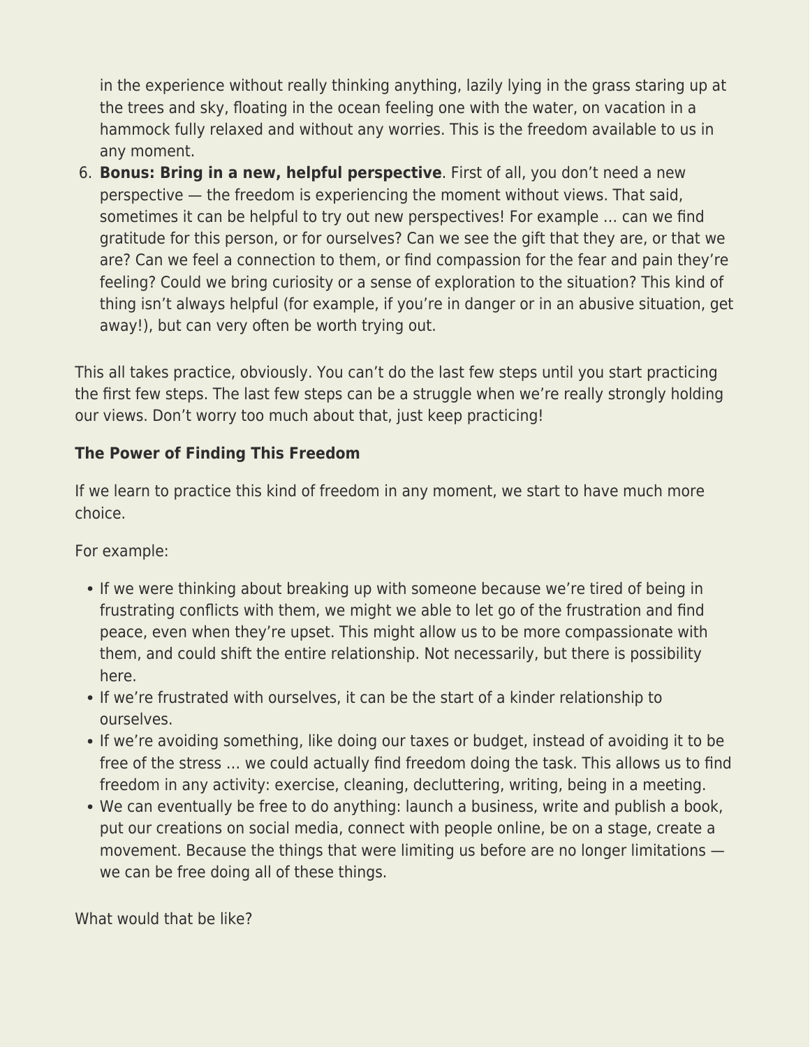in the experience without really thinking anything, lazily lying in the grass staring up at the trees and sky, floating in the ocean feeling one with the water, on vacation in a hammock fully relaxed and without any worries. This is the freedom available to us in any moment.

6. **Bonus: Bring in a new, helpful perspective**. First of all, you don't need a new perspective — the freedom is experiencing the moment without views. That said, sometimes it can be helpful to try out new perspectives! For example … can we find gratitude for this person, or for ourselves? Can we see the gift that they are, or that we are? Can we feel a connection to them, or find compassion for the fear and pain they're feeling? Could we bring curiosity or a sense of exploration to the situation? This kind of thing isn't always helpful (for example, if you're in danger or in an abusive situation, get away!), but can very often be worth trying out.

This all takes practice, obviously. You can't do the last few steps until you start practicing the first few steps. The last few steps can be a struggle when we're really strongly holding our views. Don't worry too much about that, just keep practicing!

**The Power of Finding This Freedom**

If we learn to practice this kind of freedom in any moment, we start to have much more choice.

For example:

- If we were thinking about breaking up with someone because we're tired of being in frustrating conflicts with them, we might we able to let go of the frustration and find peace, even when they're upset. This might allow us to be more compassionate with them, and could shift the entire relationship. Not necessarily, but there is possibility here.
- If we're frustrated with ourselves, it can be the start of a kinder relationship to ourselves.
- If we're avoiding something, like doing our taxes or budget, instead of avoiding it to be free of the stress … we could actually find freedom doing the task. This allows us to find freedom in any activity: exercise, cleaning, decluttering, writing, being in a meeting.
- We can eventually be free to do anything: launch a business, write and publish a book, put our creations on social media, connect with people online, be on a stage, create a movement. Because the things that were limiting us before are no longer limitations — we can be free doing all of these things.

What would that be like?